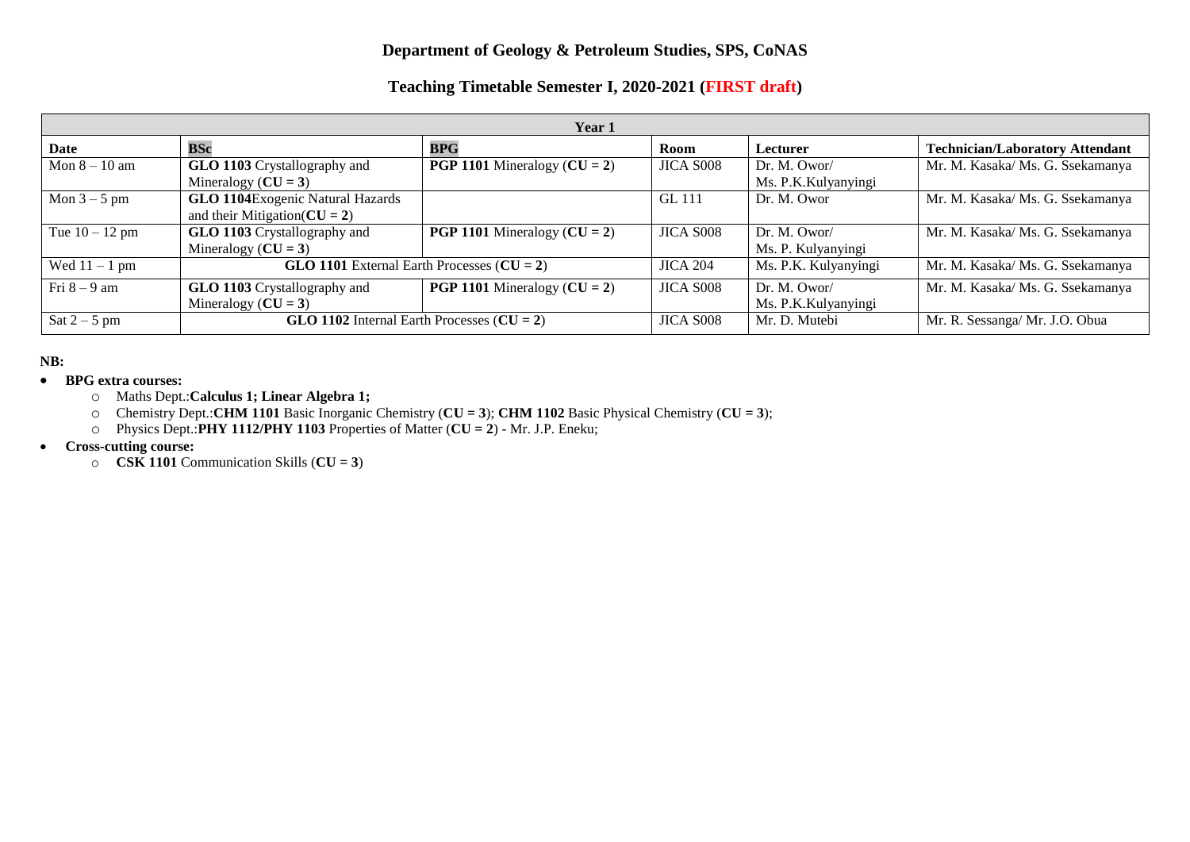## Department of Geology & Petroleum Studies, SPS, CoNAS

## Teaching Timetable Semester I, 2020-2021 (FIRST draft)

| Year 1 | | | | | |
|---|---|---|---|---|---|
| **Date** | **BSc** | **BPG** | **Room** | **Lecturer** | **Technician/Laboratory Attendant** |
| Mon 8 – 10 am | **GLO 1103** Crystallography and Mineralogy (**CU = 3**) | **PGP 1101** Mineralogy (**CU = 2**) | JICA S008 | Dr. M. Owor/ Ms. P.K.Kulyanyingi | Mr. M. Kasaka/ Ms. G. Ssekamanya |
| Mon 3 – 5 pm | **GLO 1104**Exogenic Natural Hazards and their Mitigation(**CU = 2**) | | GL 111 | Dr. M. Owor | Mr. M. Kasaka/ Ms. G. Ssekamanya |
| Tue 10 – 12 pm | **GLO 1103** Crystallography and Mineralogy (**CU = 3**) | **PGP 1101** Mineralogy (**CU = 2**) | JICA S008 | Dr. M. Owor/ Ms. P. Kulyanyingi | Mr. M. Kasaka/ Ms. G. Ssekamanya |
| Wed 11 – 1 pm | **GLO 1101** External Earth Processes (**CU = 2**) | | JICA 204 | Ms. P.K. Kulyanyingi | Mr. M. Kasaka/ Ms. G. Ssekamanya |
| Fri 8 – 9 am | **GLO 1103** Crystallography and Mineralogy (**CU = 3**) | **PGP 1101** Mineralogy (**CU = 2**) | JICA S008 | Dr. M. Owor/ Ms. P.K.Kulyanyingi | Mr. M. Kasaka/ Ms. G. Ssekamanya |
| Sat 2 – 5 pm | **GLO 1102** Internal Earth Processes (**CU = 2**) | | JICA S008 | Mr. D. Mutebi | Mr. R. Sessanga/ Mr. J.O. Obua |

**NB:**

- **BPG extra courses:**
  - Maths Dept.:**Calculus 1; Linear Algebra 1;**
  - Chemistry Dept.:**CHM 1101** Basic Inorganic Chemistry (**CU = 3**); **CHM 1102** Basic Physical Chemistry (**CU = 3**);
  - Physics Dept.:**PHY 1112/PHY 1103** Properties of Matter (**CU = 2**) - Mr. J.P. Eneku;
- **Cross-cutting course:**
  - **CSK 1101** Communication Skills (**CU = 3**)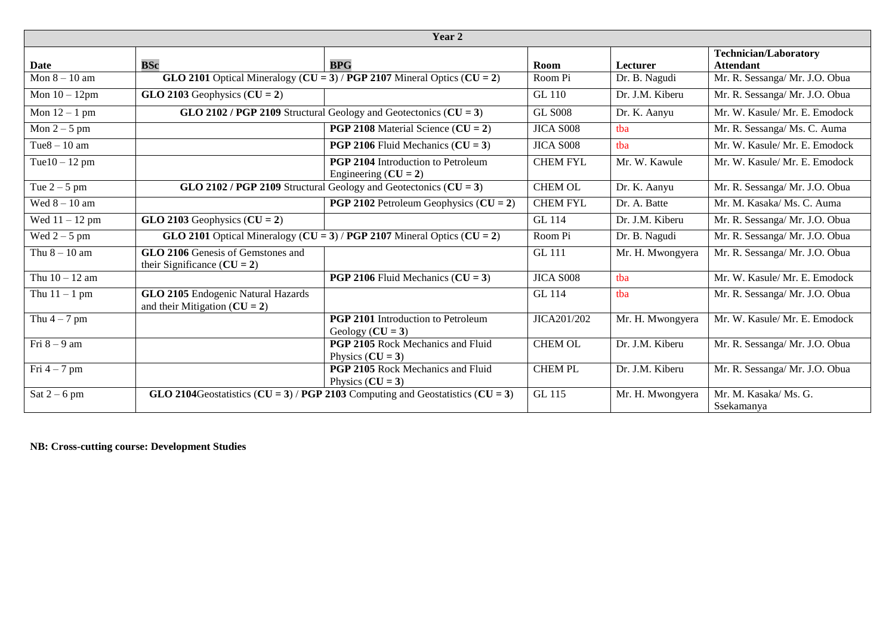| Year 2 | | | | | |
|---|---|---|---|---|---|
| **Date** | **BSc** | **BPG** | **Room** | **Lecturer** | **Technician/Laboratory Attendant** |
| Mon 8 – 10 am | **GLO 2101** Optical Mineralogy (**CU = 3**) / **PGP 2107** Mineral Optics (**CU = 2**) | | Room Pi | Dr. B. Nagudi | Mr. R. Sessanga/ Mr. J.O. Obua |
| Mon 10 – 12pm | **GLO 2103** Geophysics (**CU = 2**) | | GL 110 | Dr. J.M. Kiberu | Mr. R. Sessanga/ Mr. J.O. Obua |
| Mon 12 – 1 pm | **GLO 2102 / PGP 2109** Structural Geology and Geotectonics (**CU = 3**) | | GL S008 | Dr. K. Aanyu | Mr. W. Kasule/ Mr. E. Emodock |
| Mon 2 – 5 pm | | **PGP 2108** Material Science (**CU = 2**) | JICA S008 | tba | Mr. R. Sessanga/ Ms. C. Auma |
| Tue8 – 10 am | | **PGP 2106** Fluid Mechanics (**CU = 3**) | JICA S008 | tba | Mr. W. Kasule/ Mr. E. Emodock |
| Tue10 – 12 pm | | **PGP 2104** Introduction to Petroleum Engineering (**CU = 2**) | CHEM FYL | Mr. W. Kawule | Mr. W. Kasule/ Mr. E. Emodock |
| Tue 2 – 5 pm | **GLO 2102 / PGP 2109** Structural Geology and Geotectonics (**CU = 3**) | | CHEM OL | Dr. K. Aanyu | Mr. R. Sessanga/ Mr. J.O. Obua |
| Wed 8 – 10 am | | **PGP 2102** Petroleum Geophysics (**CU = 2**) | CHEM FYL | Dr. A. Batte | Mr. M. Kasaka/ Ms. C. Auma |
| Wed 11 – 12 pm | **GLO 2103** Geophysics (**CU = 2**) | | GL 114 | Dr. J.M. Kiberu | Mr. R. Sessanga/ Mr. J.O. Obua |
| Wed 2 – 5 pm | **GLO 2101** Optical Mineralogy (**CU = 3**) / **PGP 2107** Mineral Optics (**CU = 2**) | | Room Pi | Dr. B. Nagudi | Mr. R. Sessanga/ Mr. J.O. Obua |
| Thu 8 – 10 am | **GLO 2106** Genesis of Gemstones and their Significance (**CU = 2**) | | GL 111 | Mr. H. Mwongyera | Mr. R. Sessanga/ Mr. J.O. Obua |
| Thu 10 – 12 am | | **PGP 2106** Fluid Mechanics (**CU = 3**) | JICA S008 | tba | Mr. W. Kasule/ Mr. E. Emodock |
| Thu 11 – 1 pm | **GLO 2105** Endogenic Natural Hazards and their Mitigation (**CU = 2**) | | GL 114 | tba | Mr. R. Sessanga/ Mr. J.O. Obua |
| Thu 4 – 7 pm | | **PGP 2101** Introduction to Petroleum Geology (**CU = 3**) | JICA201/202 | Mr. H. Mwongyera | Mr. W. Kasule/ Mr. E. Emodock |
| Fri 8 – 9 am | | **PGP 2105** Rock Mechanics and Fluid Physics (**CU = 3**) | CHEM OL | Dr. J.M. Kiberu | Mr. R. Sessanga/ Mr. J.O. Obua |
| Fri 4 – 7 pm | | **PGP 2105** Rock Mechanics and Fluid Physics (**CU = 3**) | CHEM PL | Dr. J.M. Kiberu | Mr. R. Sessanga/ Mr. J.O. Obua |
| Sat 2 – 6 pm | **GLO 2104**Geostatistics (**CU = 3**) / **PGP 2103** Computing and Geostatistics (**CU = 3**) | | GL 115 | Mr. H. Mwongyera | Mr. M. Kasaka/ Ms. G. Ssekamanya |

**NB: Cross-cutting course: Development Studies**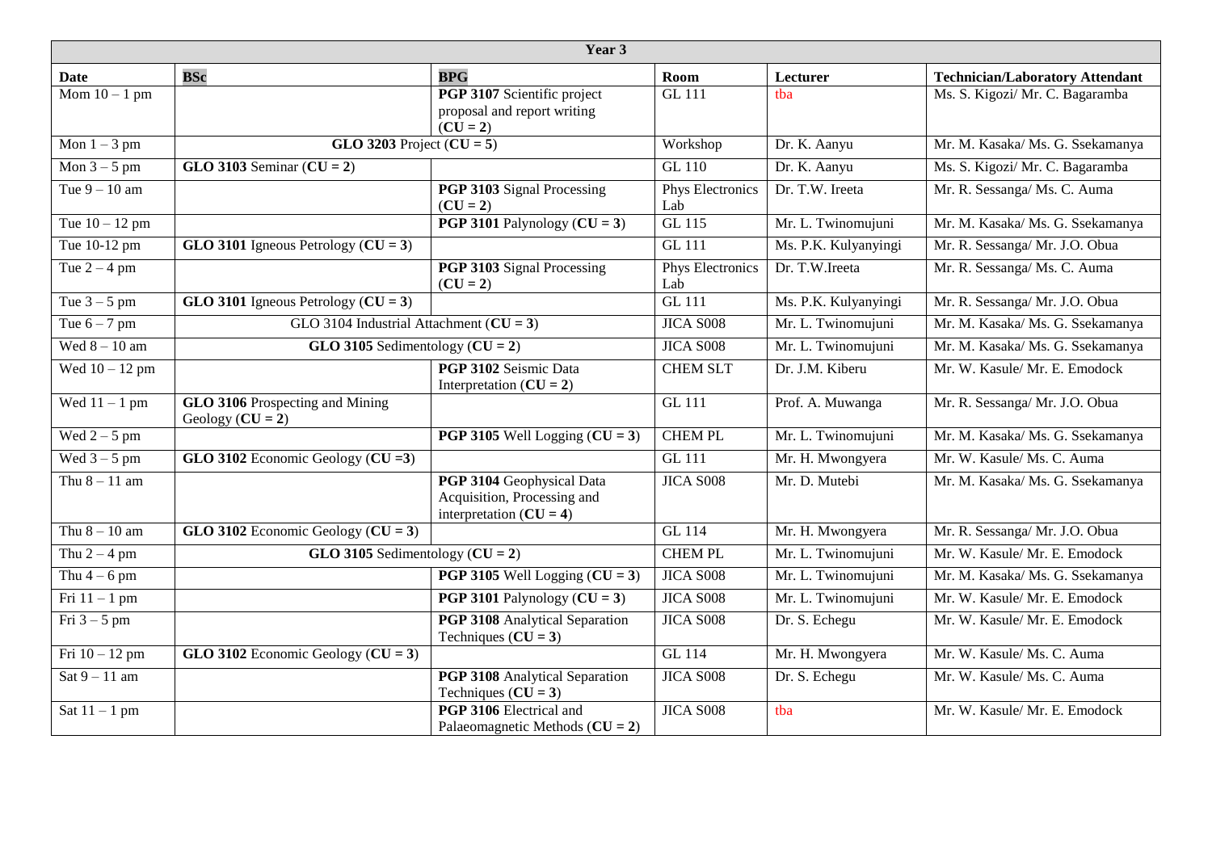| Year 3 | | | | | |
|---|---|---|---|---|---|
| **Date** | **BSc** | **BPG** | **Room** | **Lecturer** | **Technician/Laboratory Attendant** |
| Mom 10 – 1 pm | | **PGP 3107** Scientific project proposal and report writing (**CU = 2**) | GL 111 | tba | Ms. S. Kigozi/ Mr. C. Bagaramba |
| Mon 1 – 3 pm | **GLO 3203** Project (**CU = 5**) | | Workshop | Dr. K. Aanyu | Mr. M. Kasaka/ Ms. G. Ssekamanya |
| Mon 3 – 5 pm | **GLO 3103** Seminar (**CU = 2**) | | GL 110 | Dr. K. Aanyu | Ms. S. Kigozi/ Mr. C. Bagaramba |
| Tue 9 – 10 am | | **PGP 3103** Signal Processing (**CU = 2**) | Phys Electronics Lab | Dr. T.W. Ireeta | Mr. R. Sessanga/ Ms. C. Auma |
| Tue 10 – 12 pm | | **PGP 3101** Palynology (**CU = 3**) | GL 115 | Mr. L. Twinomujuni | Mr. M. Kasaka/ Ms. G. Ssekamanya |
| Tue 10-12 pm | **GLO 3101** Igneous Petrology (**CU = 3**) | | GL 111 | Ms. P.K. Kulyanyingi | Mr. R. Sessanga/ Mr. J.O. Obua |
| Tue 2 – 4 pm | | **PGP 3103** Signal Processing (**CU = 2**) | Phys Electronics Lab | Dr. T.W.Ireeta | Mr. R. Sessanga/ Ms. C. Auma |
| Tue 3 – 5 pm | **GLO 3101** Igneous Petrology (**CU = 3**) | | GL 111 | Ms. P.K. Kulyanyingi | Mr. R. Sessanga/ Mr. J.O. Obua |
| Tue 6 – 7 pm | GLO 3104 Industrial Attachment (**CU = 3**) | | JICA S008 | Mr. L. Twinomujuni | Mr. M. Kasaka/ Ms. G. Ssekamanya |
| Wed 8 – 10 am | **GLO 3105** Sedimentology (**CU = 2**) | | JICA S008 | Mr. L. Twinomujuni | Mr. M. Kasaka/ Ms. G. Ssekamanya |
| Wed 10 – 12 pm | | **PGP 3102** Seismic Data Interpretation (**CU = 2**) | CHEM SLT | Dr. J.M. Kiberu | Mr. W. Kasule/ Mr. E. Emodock |
| Wed 11 – 1 pm | **GLO 3106** Prospecting and Mining Geology (**CU = 2**) | | GL 111 | Prof. A. Muwanga | Mr. R. Sessanga/ Mr. J.O. Obua |
| Wed 2 – 5 pm | | **PGP 3105** Well Logging (**CU = 3**) | CHEM PL | Mr. L. Twinomujuni | Mr. M. Kasaka/ Ms. G. Ssekamanya |
| Wed 3 – 5 pm | **GLO 3102** Economic Geology (**CU =3**) | | GL 111 | Mr. H. Mwongyera | Mr. W. Kasule/ Ms. C. Auma |
| Thu 8 – 11 am | | **PGP 3104** Geophysical Data Acquisition, Processing and interpretation (**CU = 4**) | JICA S008 | Mr. D. Mutebi | Mr. M. Kasaka/ Ms. G. Ssekamanya |
| Thu 8 – 10 am | **GLO 3102** Economic Geology (**CU = 3**) | | GL 114 | Mr. H. Mwongyera | Mr. R. Sessanga/ Mr. J.O. Obua |
| Thu 2 – 4 pm | **GLO 3105** Sedimentology (**CU = 2**) | | CHEM PL | Mr. L. Twinomujuni | Mr. W. Kasule/ Mr. E. Emodock |
| Thu 4 – 6 pm | | **PGP 3105** Well Logging (**CU = 3**) | JICA S008 | Mr. L. Twinomujuni | Mr. M. Kasaka/ Ms. G. Ssekamanya |
| Fri 11 – 1 pm | | **PGP 3101** Palynology (**CU = 3**) | JICA S008 | Mr. L. Twinomujuni | Mr. W. Kasule/ Mr. E. Emodock |
| Fri 3 – 5 pm | | **PGP 3108** Analytical Separation Techniques (**CU = 3**) | JICA S008 | Dr. S. Echegu | Mr. W. Kasule/ Mr. E. Emodock |
| Fri 10 – 12 pm | **GLO 3102** Economic Geology (**CU = 3**) | | GL 114 | Mr. H. Mwongyera | Mr. W. Kasule/ Ms. C. Auma |
| Sat 9 – 11 am | | **PGP 3108** Analytical Separation Techniques (**CU = 3**) | JICA S008 | Dr. S. Echegu | Mr. W. Kasule/ Ms. C. Auma |
| Sat 11 – 1 pm | | **PGP 3106** Electrical and Palaeomagnetic Methods (**CU = 2**) | JICA S008 | tba | Mr. W. Kasule/ Mr. E. Emodock |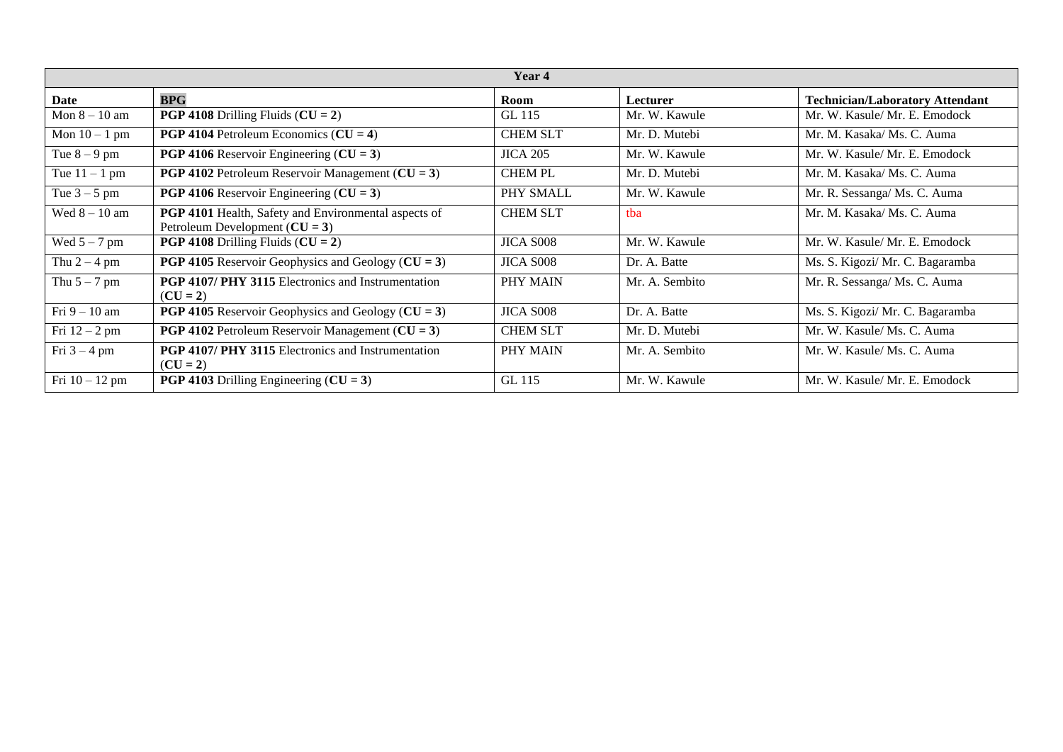| Year 4 | | | | |
|---|---|---|---|---|
| **Date** | **BPG** | **Room** | **Lecturer** | **Technician/Laboratory Attendant** |
| Mon 8 – 10 am | **PGP 4108** Drilling Fluids (**CU = 2**) | GL 115 | Mr. W. Kawule | Mr. W. Kasule/ Mr. E. Emodock |
| Mon 10 – 1 pm | **PGP 4104** Petroleum Economics (**CU = 4**) | CHEM SLT | Mr. D. Mutebi | Mr. M. Kasaka/ Ms. C. Auma |
| Tue 8 – 9 pm | **PGP 4106** Reservoir Engineering (**CU = 3**) | JICA 205 | Mr. W. Kawule | Mr. W. Kasule/ Mr. E. Emodock |
| Tue 11 – 1 pm | **PGP 4102** Petroleum Reservoir Management (**CU = 3**) | CHEM PL | Mr. D. Mutebi | Mr. M. Kasaka/ Ms. C. Auma |
| Tue 3 – 5 pm | **PGP 4106** Reservoir Engineering (**CU = 3**) | PHY SMALL | Mr. W. Kawule | Mr. R. Sessanga/ Ms. C. Auma |
| Wed 8 – 10 am | **PGP 4101** Health, Safety and Environmental aspects of Petroleum Development (**CU = 3**) | CHEM SLT | tba | Mr. M. Kasaka/ Ms. C. Auma |
| Wed 5 – 7 pm | **PGP 4108** Drilling Fluids (**CU = 2**) | JICA S008 | Mr. W. Kawule | Mr. W. Kasule/ Mr. E. Emodock |
| Thu 2 – 4 pm | **PGP 4105** Reservoir Geophysics and Geology (**CU = 3**) | JICA S008 | Dr. A. Batte | Ms. S. Kigozi/ Mr. C. Bagaramba |
| Thu 5 – 7 pm | **PGP 4107/ PHY 3115** Electronics and Instrumentation (**CU = 2**) | PHY MAIN | Mr. A. Sembito | Mr. R. Sessanga/ Ms. C. Auma |
| Fri 9 – 10 am | **PGP 4105** Reservoir Geophysics and Geology (**CU = 3**) | JICA S008 | Dr. A. Batte | Ms. S. Kigozi/ Mr. C. Bagaramba |
| Fri 12 – 2 pm | **PGP 4102** Petroleum Reservoir Management (**CU = 3**) | CHEM SLT | Mr. D. Mutebi | Mr. W. Kasule/ Ms. C. Auma |
| Fri 3 – 4 pm | **PGP 4107/ PHY 3115** Electronics and Instrumentation (**CU = 2**) | PHY MAIN | Mr. A. Sembito | Mr. W. Kasule/ Ms. C. Auma |
| Fri 10 – 12 pm | **PGP 4103** Drilling Engineering (**CU = 3**) | GL 115 | Mr. W. Kawule | Mr. W. Kasule/ Mr. E. Emodock |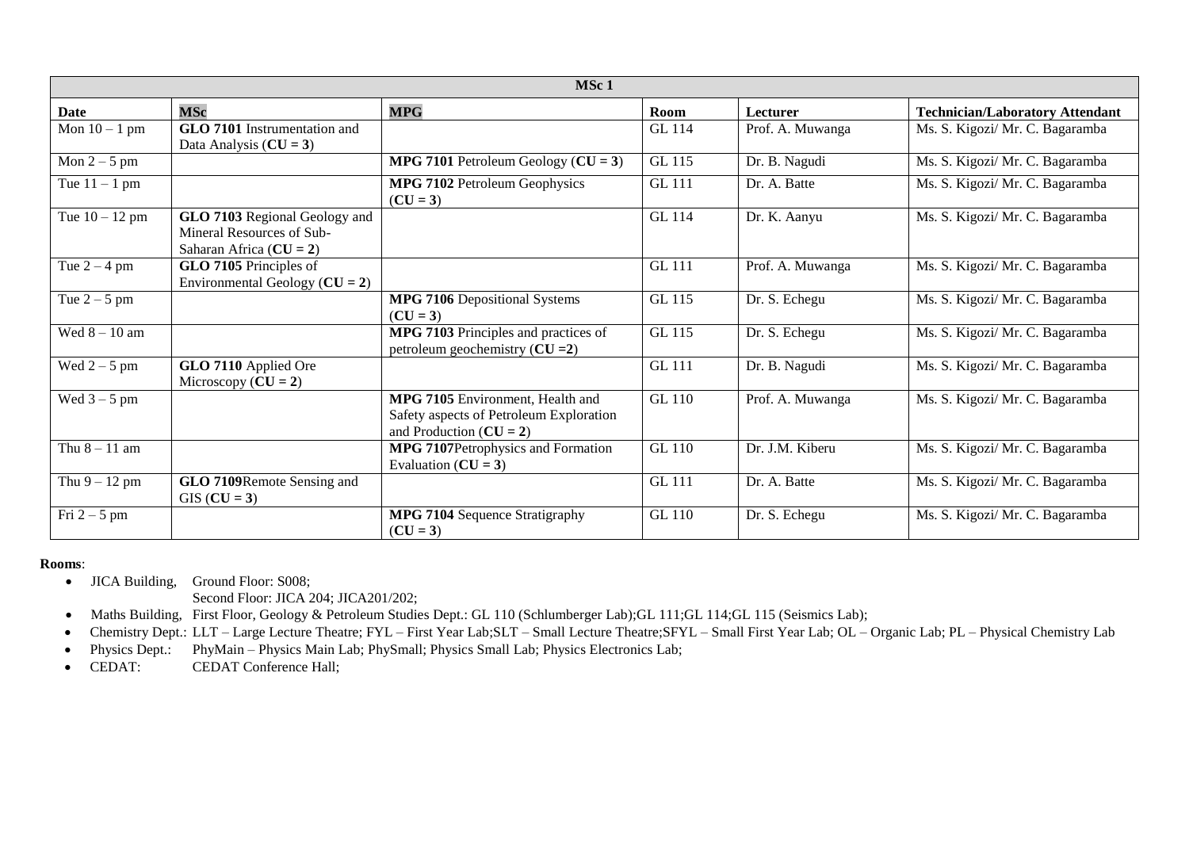| MSc 1 | | | | | |
|---|---|---|---|---|---|
| **Date** | **MSc** | **MPG** | **Room** | **Lecturer** | **Technician/Laboratory Attendant** |
| Mon 10 – 1 pm | **GLO 7101** Instrumentation and Data Analysis (**CU = 3**) | | GL 114 | Prof. A. Muwanga | Ms. S. Kigozi/ Mr. C. Bagaramba |
| Mon 2 – 5 pm | | **MPG 7101** Petroleum Geology (**CU = 3**) | GL 115 | Dr. B. Nagudi | Ms. S. Kigozi/ Mr. C. Bagaramba |
| Tue 11 – 1 pm | | **MPG 7102** Petroleum Geophysics (**CU = 3**) | GL 111 | Dr. A. Batte | Ms. S. Kigozi/ Mr. C. Bagaramba |
| Tue 10 – 12 pm | **GLO 7103** Regional Geology and Mineral Resources of Sub-Saharan Africa (**CU = 2**) | | GL 114 | Dr. K. Aanyu | Ms. S. Kigozi/ Mr. C. Bagaramba |
| Tue 2 – 4 pm | **GLO 7105** Principles of Environmental Geology (**CU = 2**) | | GL 111 | Prof. A. Muwanga | Ms. S. Kigozi/ Mr. C. Bagaramba |
| Tue 2 – 5 pm | | **MPG 7106** Depositional Systems (**CU = 3**) | GL 115 | Dr. S. Echegu | Ms. S. Kigozi/ Mr. C. Bagaramba |
| Wed 8 – 10 am | | **MPG 7103** Principles and practices of petroleum geochemistry (**CU =2**) | GL 115 | Dr. S. Echegu | Ms. S. Kigozi/ Mr. C. Bagaramba |
| Wed 2 – 5 pm | **GLO 7110** Applied Ore Microscopy (**CU = 2**) | | GL 111 | Dr. B. Nagudi | Ms. S. Kigozi/ Mr. C. Bagaramba |
| Wed 3 – 5 pm | | **MPG 7105** Environment, Health and Safety aspects of Petroleum Exploration and Production (**CU = 2**) | GL 110 | Prof. A. Muwanga | Ms. S. Kigozi/ Mr. C. Bagaramba |
| Thu 8 – 11 am | | **MPG 7107**Petrophysics and Formation Evaluation (**CU = 3**) | GL 110 | Dr. J.M. Kiberu | Ms. S. Kigozi/ Mr. C. Bagaramba |
| Thu 9 – 12 pm | **GLO 7109**Remote Sensing and GIS (**CU = 3**) | | GL 111 | Dr. A. Batte | Ms. S. Kigozi/ Mr. C. Bagaramba |
| Fri 2 – 5 pm | | **MPG 7104** Sequence Stratigraphy (**CU = 3**) | GL 110 | Dr. S. Echegu | Ms. S. Kigozi/ Mr. C. Bagaramba |

**Rooms**:

- JICA Building, Ground Floor: S008;
  Second Floor: JICA 204; JICA201/202;
- Maths Building, First Floor, Geology & Petroleum Studies Dept.: GL 110 (Schlumberger Lab);GL 111;GL 114;GL 115 (Seismics Lab);
- Chemistry Dept.: LLT – Large Lecture Theatre; FYL – First Year Lab;SLT – Small Lecture Theatre;SFYL – Small First Year Lab; OL – Organic Lab; PL – Physical Chemistry Lab
- Physics Dept.: PhyMain – Physics Main Lab; PhySmall; Physics Small Lab; Physics Electronics Lab;
- CEDAT: CEDAT Conference Hall;